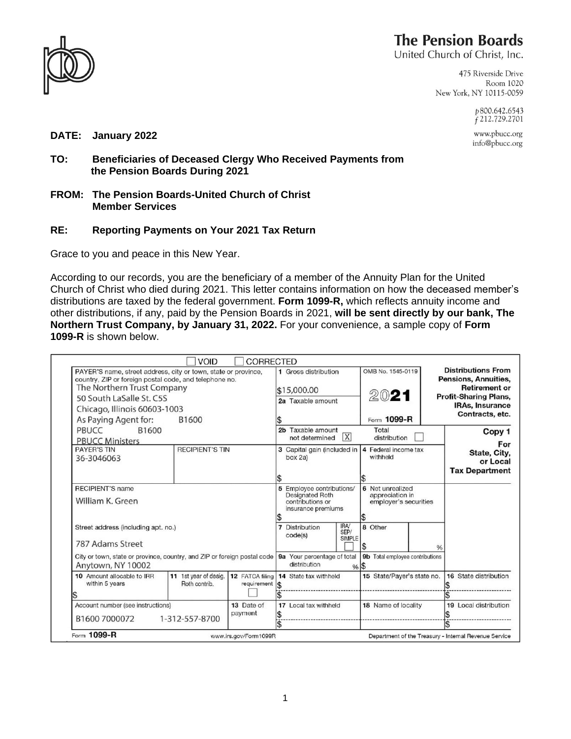**The Pension Boards**
United Church of Christ, Inc.

475 Riverside Drive
Room 1020
New York, NY 10115-0059

p 800.642.6543
f 212.729.2701

www.pbucc.org
info@pbucc.org

**DATE: January 2022**

**TO: Beneficiaries of Deceased Clergy Who Received Payments from the Pension Boards During 2021**

**FROM: The Pension Boards-United Church of Christ Member Services**

**RE: Reporting Payments on Your 2021 Tax Return**

Grace to you and peace in this New Year.

According to our records, you are the beneficiary of a member of the Annuity Plan for the United Church of Christ who died during 2021. This letter contains information on how the deceased member's distributions are taxed by the federal government. **Form 1099-R,** which reflects annuity income and other distributions, if any, paid by the Pension Boards in 2021, **will be sent directly by our bank, The Northern Trust Company, by January 31, 2022.** For your convenience, a sample copy of **Form 1099-R** is shown below.

☐ VOID ☐ CORRECTED

| | | | |
|---|---|---|---|
| PAYER'S name, street address, city or town, state or province, country, ZIP or foreign postal code, and telephone no. The Northern Trust Company, 50 South LaSalle St. C5S, Chicago, Illinois 60603-1003, As Paying Agent for: B1600, PBUCC B1600, PBUCC Ministers | 1 Gross distribution $15,000.00 / 2a Taxable amount $ / 2b Taxable amount not determined ☒ / Total distribution ☐ | OMB No. 1545-0119, 2021, Form 1099-R | Distributions From Pensions, Annuities, Retirement or Profit-Sharing Plans, IRAs, Insurance Contracts, etc. — Copy 1 For State, City, or Local Tax Department |
| PAYER'S TIN 36-3046063 / RECIPIENT'S TIN | 3 Capital gain (included in box 2a) $ | 4 Federal income tax withheld $ | |
| RECIPIENT'S name: William K. Green | 5 Employee contributions/ Designated Roth contributions or insurance premiums $ | 6 Net unrealized appreciation in employer's securities $ | |
| Street address (including apt. no.): 787 Adams Street | 7 Distribution code(s) / IRA/SEP/SIMPLE ☐ | 8 Other $ % | |
| City or town, state or province, country, and ZIP or foreign postal code: Anytown, NY 10002 | 9a Your percentage of total distribution % | 9b Total employee contributions $ | |
| 10 Amount allocable to IRR within 5 years $ / 11 1st year of desig. Roth contrib. / 12 FATCA filing requirement ☐ | 14 State tax withheld $ / $ | 15 State/Payer's state no. | 16 State distribution $ / $ |
| Account number (see instructions): B1600 7000072 1-312-557-8700 / 13 Date of payment | 17 Local tax withheld $ / $ | 18 Name of locality | 19 Local distribution $ / $ |

Form **1099-R** www.irs.gov/Form1099R Department of the Treasury - Internal Revenue Service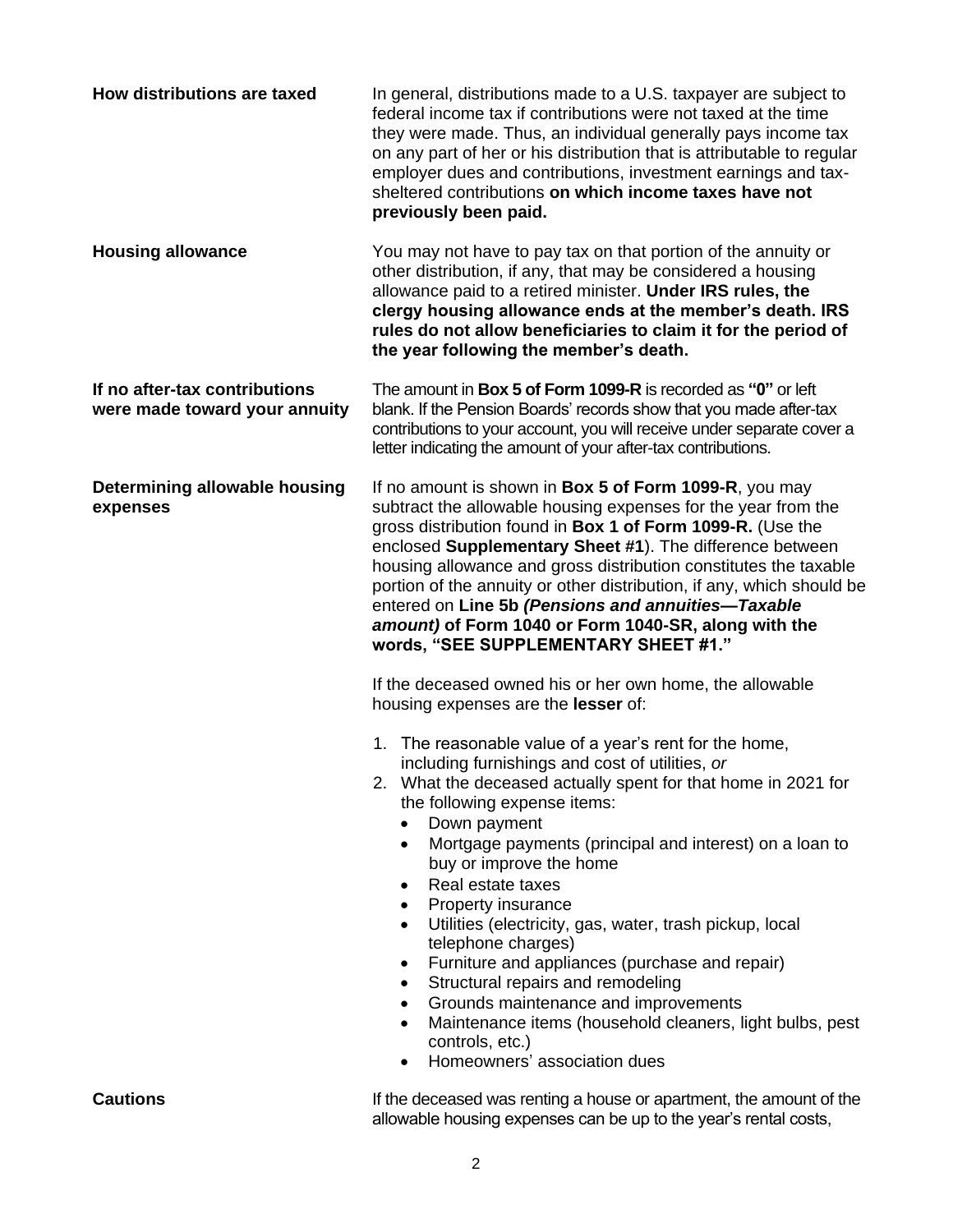**How distributions are taxed**

In general, distributions made to a U.S. taxpayer are subject to federal income tax if contributions were not taxed at the time they were made. Thus, an individual generally pays income tax on any part of her or his distribution that is attributable to regular employer dues and contributions, investment earnings and tax-sheltered contributions **on which income taxes have not previously been paid.**

**Housing allowance**

You may not have to pay tax on that portion of the annuity or other distribution, if any, that may be considered a housing allowance paid to a retired minister. **Under IRS rules, the clergy housing allowance ends at the member's death. IRS rules do not allow beneficiaries to claim it for the period of the year following the member's death.**

**If no after-tax contributions were made toward your annuity**

The amount in **Box 5 of Form 1099-R** is recorded as **"0"** or left blank. If the Pension Boards' records show that you made after-tax contributions to your account, you will receive under separate cover a letter indicating the amount of your after-tax contributions.

**Determining allowable housing expenses**

If no amount is shown in **Box 5 of Form 1099-R**, you may subtract the allowable housing expenses for the year from the gross distribution found in **Box 1 of Form 1099-R.** (Use the enclosed **Supplementary Sheet #1**). The difference between housing allowance and gross distribution constitutes the taxable portion of the annuity or other distribution, if any, which should be entered on **Line 5b *(Pensions and annuities—Taxable amount)* of Form 1040 or Form 1040-SR, along with the words, "SEE SUPPLEMENTARY SHEET #1."**

If the deceased owned his or her own home, the allowable housing expenses are the **lesser** of:

1. The reasonable value of a year's rent for the home, including furnishings and cost of utilities, *or*
2. What the deceased actually spent for that home in 2021 for the following expense items:
   - Down payment
   - Mortgage payments (principal and interest) on a loan to buy or improve the home
   - Real estate taxes
   - Property insurance
   - Utilities (electricity, gas, water, trash pickup, local telephone charges)
   - Furniture and appliances (purchase and repair)
   - Structural repairs and remodeling
   - Grounds maintenance and improvements
   - Maintenance items (household cleaners, light bulbs, pest controls, etc.)
   - Homeowners' association dues

**Cautions**

If the deceased was renting a house or apartment, the amount of the allowable housing expenses can be up to the year's rental costs,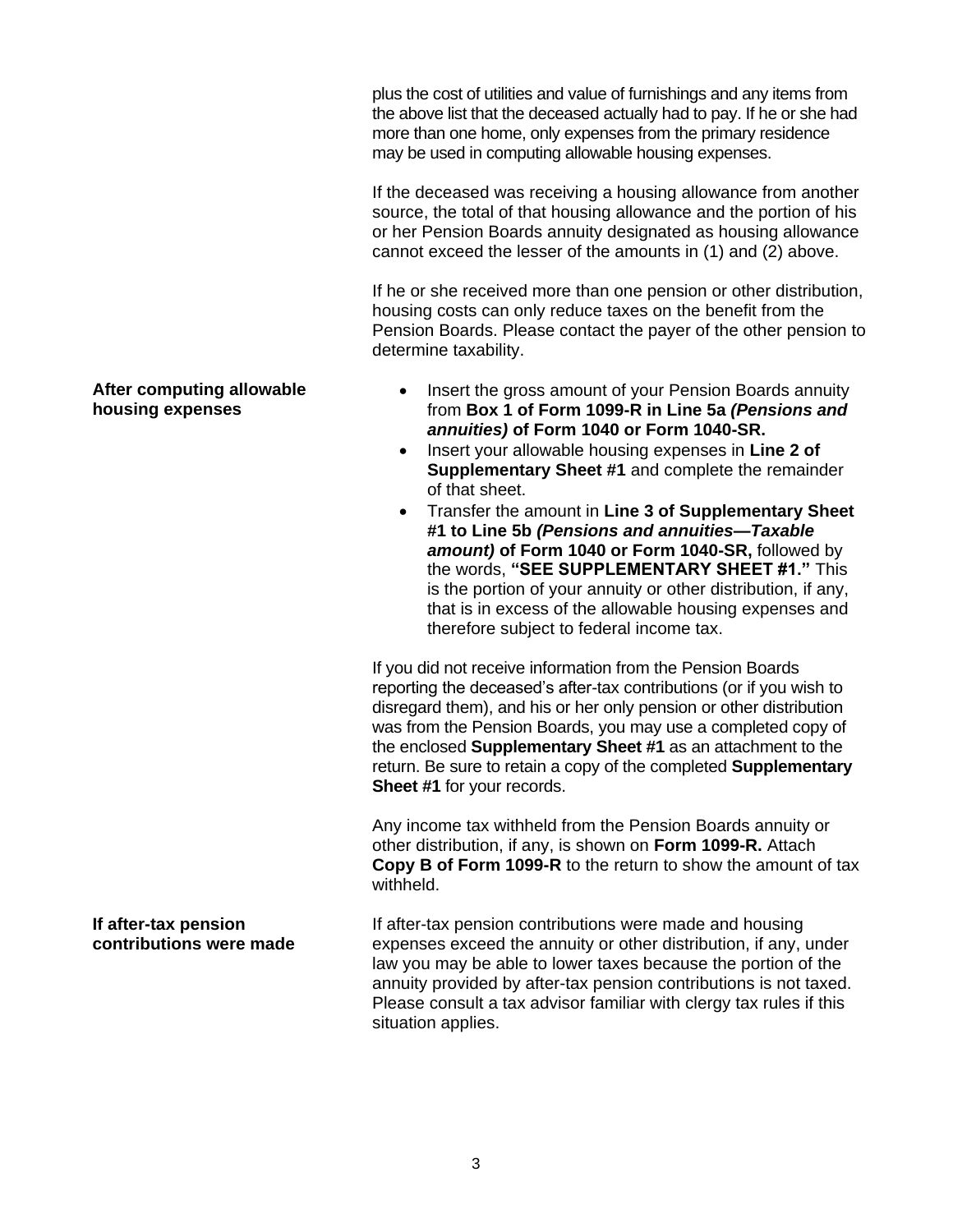plus the cost of utilities and value of furnishings and any items from the above list that the deceased actually had to pay. If he or she had more than one home, only expenses from the primary residence may be used in computing allowable housing expenses.

If the deceased was receiving a housing allowance from another source, the total of that housing allowance and the portion of his or her Pension Boards annuity designated as housing allowance cannot exceed the lesser of the amounts in (1) and (2) above.

If he or she received more than one pension or other distribution, housing costs can only reduce taxes on the benefit from the Pension Boards. Please contact the payer of the other pension to determine taxability.

**After computing allowable housing expenses**

- Insert the gross amount of your Pension Boards annuity from **Box 1 of Form 1099-R in Line 5a *(Pensions and annuities)* of Form 1040 or Form 1040-SR.**
- Insert your allowable housing expenses in **Line 2 of Supplementary Sheet #1** and complete the remainder of that sheet.
- Transfer the amount in **Line 3 of Supplementary Sheet #1 to Line 5b *(Pensions and annuities—Taxable amount)* of Form 1040 or Form 1040-SR,** followed by the words, **"SEE SUPPLEMENTARY SHEET #1."** This is the portion of your annuity or other distribution, if any, that is in excess of the allowable housing expenses and therefore subject to federal income tax.

If you did not receive information from the Pension Boards reporting the deceased's after-tax contributions (or if you wish to disregard them), and his or her only pension or other distribution was from the Pension Boards, you may use a completed copy of the enclosed **Supplementary Sheet #1** as an attachment to the return. Be sure to retain a copy of the completed **Supplementary Sheet #1** for your records.

Any income tax withheld from the Pension Boards annuity or other distribution, if any, is shown on **Form 1099-R.** Attach **Copy B of Form 1099-R** to the return to show the amount of tax withheld.

**If after-tax pension contributions were made**

If after-tax pension contributions were made and housing expenses exceed the annuity or other distribution, if any, under law you may be able to lower taxes because the portion of the annuity provided by after-tax pension contributions is not taxed. Please consult a tax advisor familiar with clergy tax rules if this situation applies.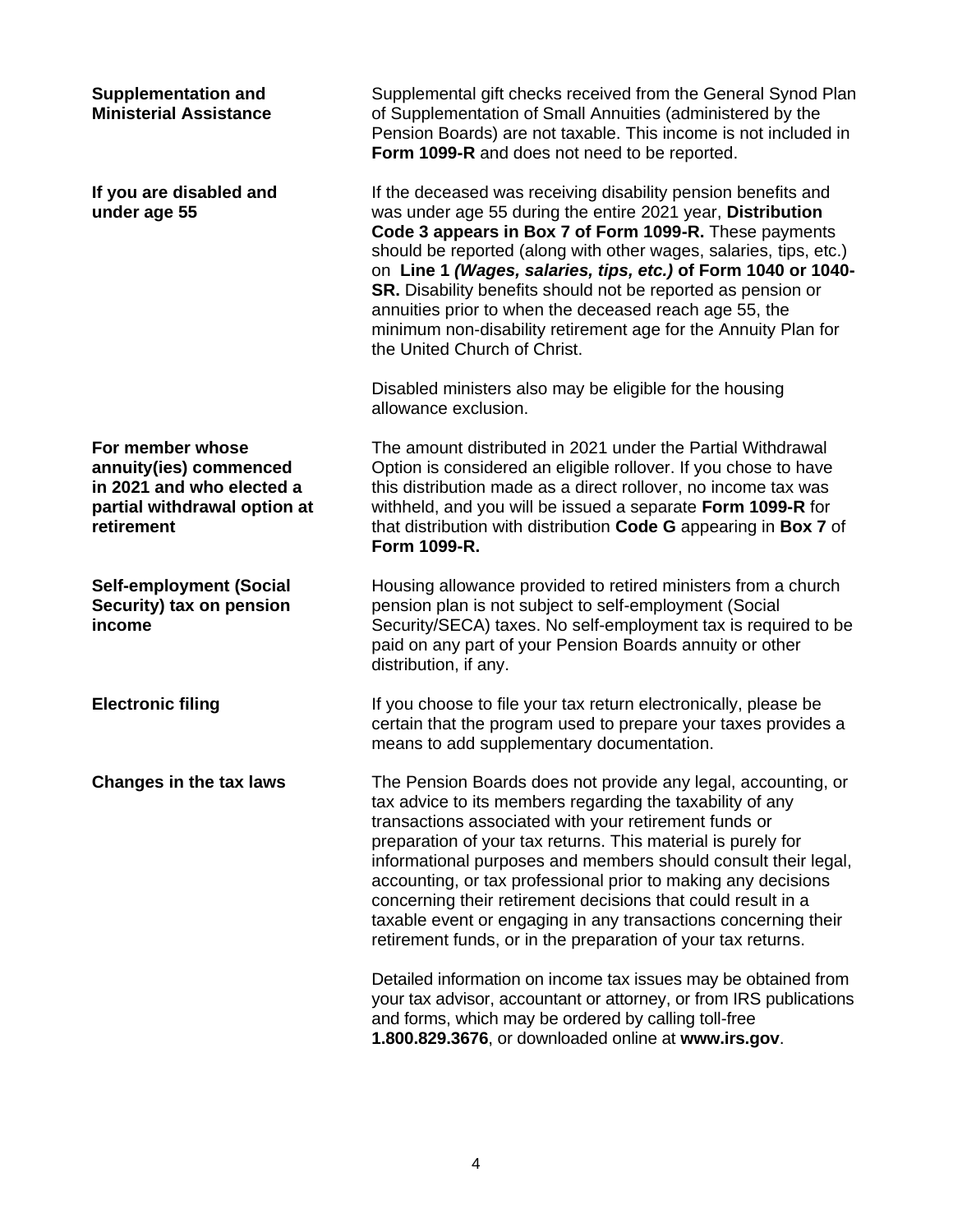**Supplementation and Ministerial Assistance**

Supplemental gift checks received from the General Synod Plan of Supplementation of Small Annuities (administered by the Pension Boards) are not taxable. This income is not included in **Form 1099-R** and does not need to be reported.

**If you are disabled and under age 55**

If the deceased was receiving disability pension benefits and was under age 55 during the entire 2021 year, **Distribution Code 3 appears in Box 7 of Form 1099-R.** These payments should be reported (along with other wages, salaries, tips, etc.) on **Line 1 *(Wages, salaries, tips, etc.)* of Form 1040 or 1040-SR.** Disability benefits should not be reported as pension or annuities prior to when the deceased reach age 55, the minimum non-disability retirement age for the Annuity Plan for the United Church of Christ.

Disabled ministers also may be eligible for the housing allowance exclusion.

**For member whose annuity(ies) commenced in 2021 and who elected a partial withdrawal option at retirement**

The amount distributed in 2021 under the Partial Withdrawal Option is considered an eligible rollover. If you chose to have this distribution made as a direct rollover, no income tax was withheld, and you will be issued a separate **Form 1099-R** for that distribution with distribution **Code G** appearing in **Box 7** of **Form 1099-R.**

**Self-employment (Social Security) tax on pension income**

Housing allowance provided to retired ministers from a church pension plan is not subject to self-employment (Social Security/SECA) taxes. No self-employment tax is required to be paid on any part of your Pension Boards annuity or other distribution, if any.

**Electronic filing**

If you choose to file your tax return electronically, please be certain that the program used to prepare your taxes provides a means to add supplementary documentation.

**Changes in the tax laws**

The Pension Boards does not provide any legal, accounting, or tax advice to its members regarding the taxability of any transactions associated with your retirement funds or preparation of your tax returns. This material is purely for informational purposes and members should consult their legal, accounting, or tax professional prior to making any decisions concerning their retirement decisions that could result in a taxable event or engaging in any transactions concerning their retirement funds, or in the preparation of your tax returns.

Detailed information on income tax issues may be obtained from your tax advisor, accountant or attorney, or from IRS publications and forms, which may be ordered by calling toll-free **1.800.829.3676**, or downloaded online at **www.irs.gov**.